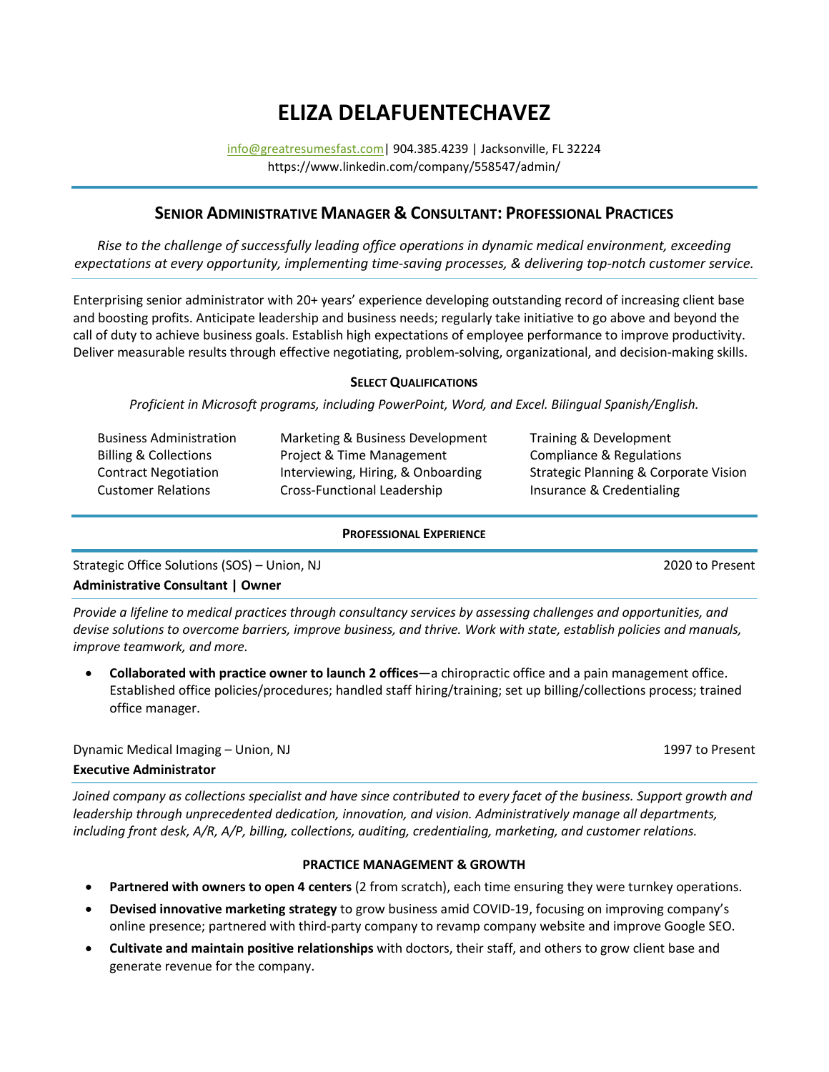# ELIZA DELAFUENTECHAVEZ

info@greatresumesfast.com| 904.385.4239 | Jacksonville, FL 32224
https://www.linkedin.com/company/558547/admin/

## SENIOR ADMINISTRATIVE MANAGER & CONSULTANT: PROFESSIONAL PRACTICES

*Rise to the challenge of successfully leading office operations in dynamic medical environment, exceeding expectations at every opportunity, implementing time-saving processes, & delivering top-notch customer service.*

Enterprising senior administrator with 20+ years' experience developing outstanding record of increasing client base and boosting profits. Anticipate leadership and business needs; regularly take initiative to go above and beyond the call of duty to achieve business goals. Establish high expectations of employee performance to improve productivity. Deliver measurable results through effective negotiating, problem-solving, organizational, and decision-making skills.

### SELECT QUALIFICATIONS

*Proficient in Microsoft programs, including PowerPoint, Word, and Excel. Bilingual Spanish/English.*

| | | |
|---|---|---|
| Business Administration | Marketing & Business Development | Training & Development |
| Billing & Collections | Project & Time Management | Compliance & Regulations |
| Contract Negotiation | Interviewing, Hiring, & Onboarding | Strategic Planning & Corporate Vision |
| Customer Relations | Cross-Functional Leadership | Insurance & Credentialing |

### PROFESSIONAL EXPERIENCE

Strategic Office Solutions (SOS) – Union, NJ — 2020 to Present
**Administrative Consultant | Owner**

*Provide a lifeline to medical practices through consultancy services by assessing challenges and opportunities, and devise solutions to overcome barriers, improve business, and thrive. Work with state, establish policies and manuals, improve teamwork, and more.*

- **Collaborated with practice owner to launch 2 offices**—a chiropractic office and a pain management office. Established office policies/procedures; handled staff hiring/training; set up billing/collections process; trained office manager.

Dynamic Medical Imaging – Union, NJ — 1997 to Present
**Executive Administrator**

*Joined company as collections specialist and have since contributed to every facet of the business. Support growth and leadership through unprecedented dedication, innovation, and vision. Administratively manage all departments, including front desk, A/R, A/P, billing, collections, auditing, credentialing, marketing, and customer relations.*

#### PRACTICE MANAGEMENT & GROWTH

- **Partnered with owners to open 4 centers** (2 from scratch), each time ensuring they were turnkey operations.
- **Devised innovative marketing strategy** to grow business amid COVID-19, focusing on improving company's online presence; partnered with third-party company to revamp company website and improve Google SEO.
- **Cultivate and maintain positive relationships** with doctors, their staff, and others to grow client base and generate revenue for the company.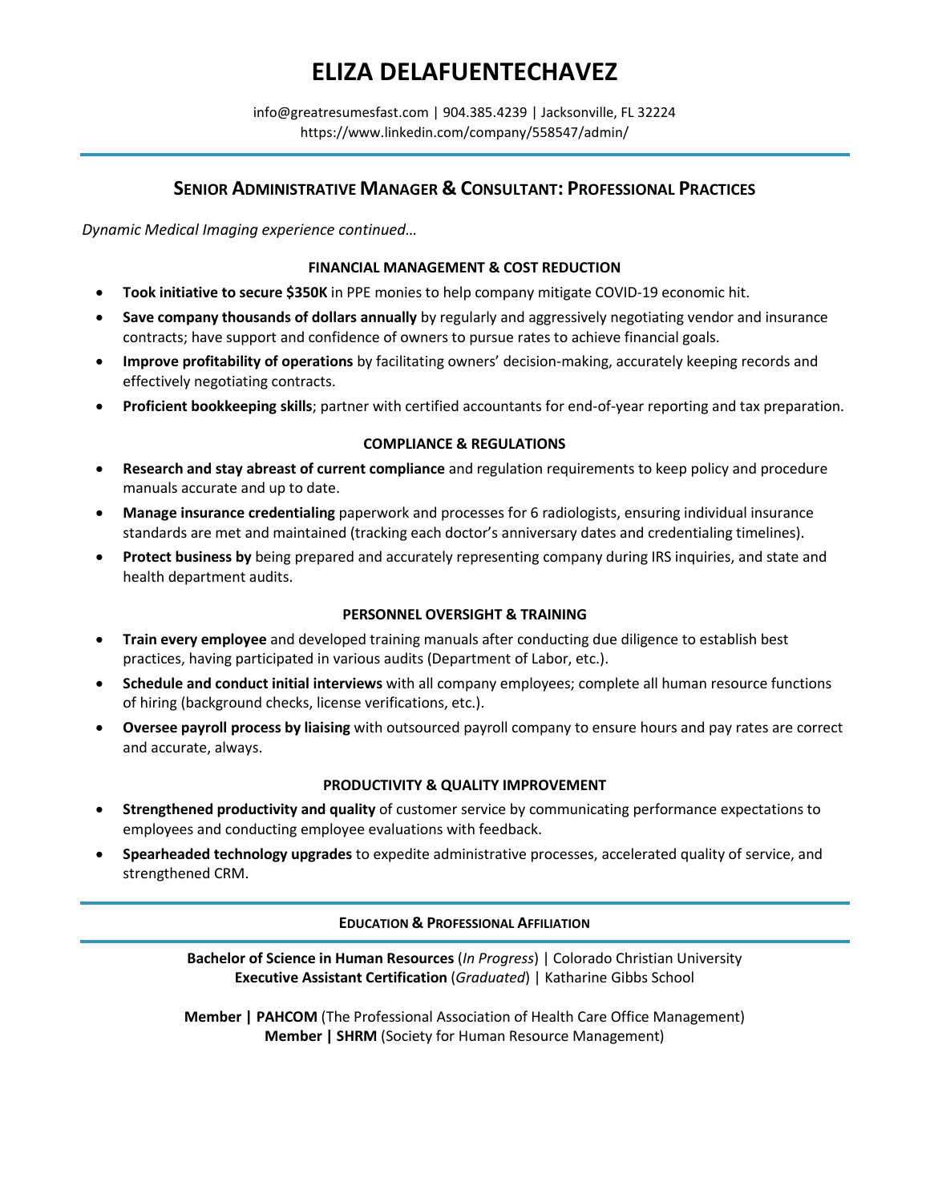# ELIZA DELAFUENTECHAVEZ

info@greatresumesfast.com | 904.385.4239 | Jacksonville, FL 32224
https://www.linkedin.com/company/558547/admin/

## SENIOR ADMINISTRATIVE MANAGER & CONSULTANT: PROFESSIONAL PRACTICES

*Dynamic Medical Imaging experience continued…*

### FINANCIAL MANAGEMENT & COST REDUCTION

- **Took initiative to secure $350K** in PPE monies to help company mitigate COVID-19 economic hit.
- **Save company thousands of dollars annually** by regularly and aggressively negotiating vendor and insurance contracts; have support and confidence of owners to pursue rates to achieve financial goals.
- **Improve profitability of operations** by facilitating owners' decision-making, accurately keeping records and effectively negotiating contracts.
- **Proficient bookkeeping skills**; partner with certified accountants for end-of-year reporting and tax preparation.

### COMPLIANCE & REGULATIONS

- **Research and stay abreast of current compliance** and regulation requirements to keep policy and procedure manuals accurate and up to date.
- **Manage insurance credentialing** paperwork and processes for 6 radiologists, ensuring individual insurance standards are met and maintained (tracking each doctor's anniversary dates and credentialing timelines).
- **Protect business by** being prepared and accurately representing company during IRS inquiries, and state and health department audits.

### PERSONNEL OVERSIGHT & TRAINING

- **Train every employee** and developed training manuals after conducting due diligence to establish best practices, having participated in various audits (Department of Labor, etc.).
- **Schedule and conduct initial interviews** with all company employees; complete all human resource functions of hiring (background checks, license verifications, etc.).
- **Oversee payroll process by liaising** with outsourced payroll company to ensure hours and pay rates are correct and accurate, always.

### PRODUCTIVITY & QUALITY IMPROVEMENT

- **Strengthened productivity and quality** of customer service by communicating performance expectations to employees and conducting employee evaluations with feedback.
- **Spearheaded technology upgrades** to expedite administrative processes, accelerated quality of service, and strengthened CRM.

## EDUCATION & PROFESSIONAL AFFILIATION

**Bachelor of Science in Human Resources** (*In Progress*) | Colorado Christian University
**Executive Assistant Certification** (*Graduated*) | Katharine Gibbs School

**Member | PAHCOM** (The Professional Association of Health Care Office Management)
**Member | SHRM** (Society for Human Resource Management)